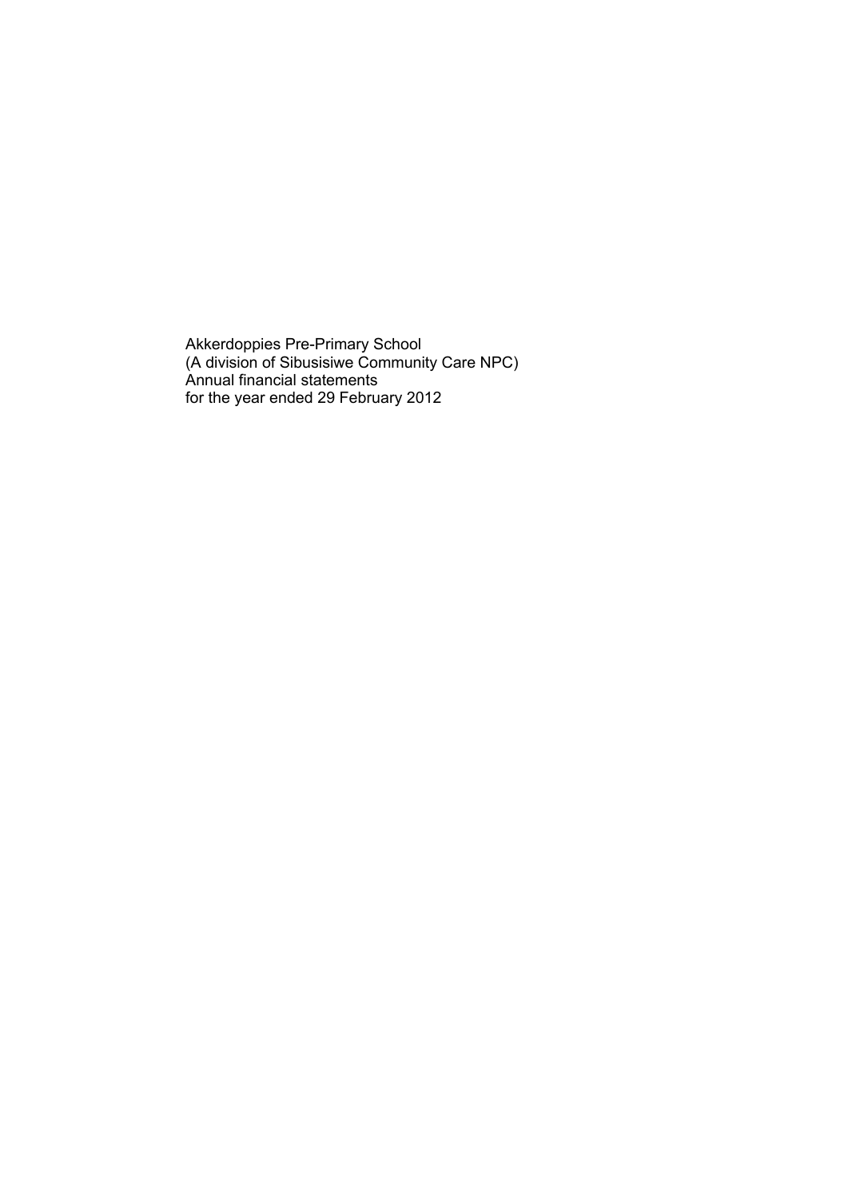Akkerdoppies Pre-Primary School
(A division of Sibusisiwe Community Care NPC)
Annual financial statements
for the year ended 29 February 2012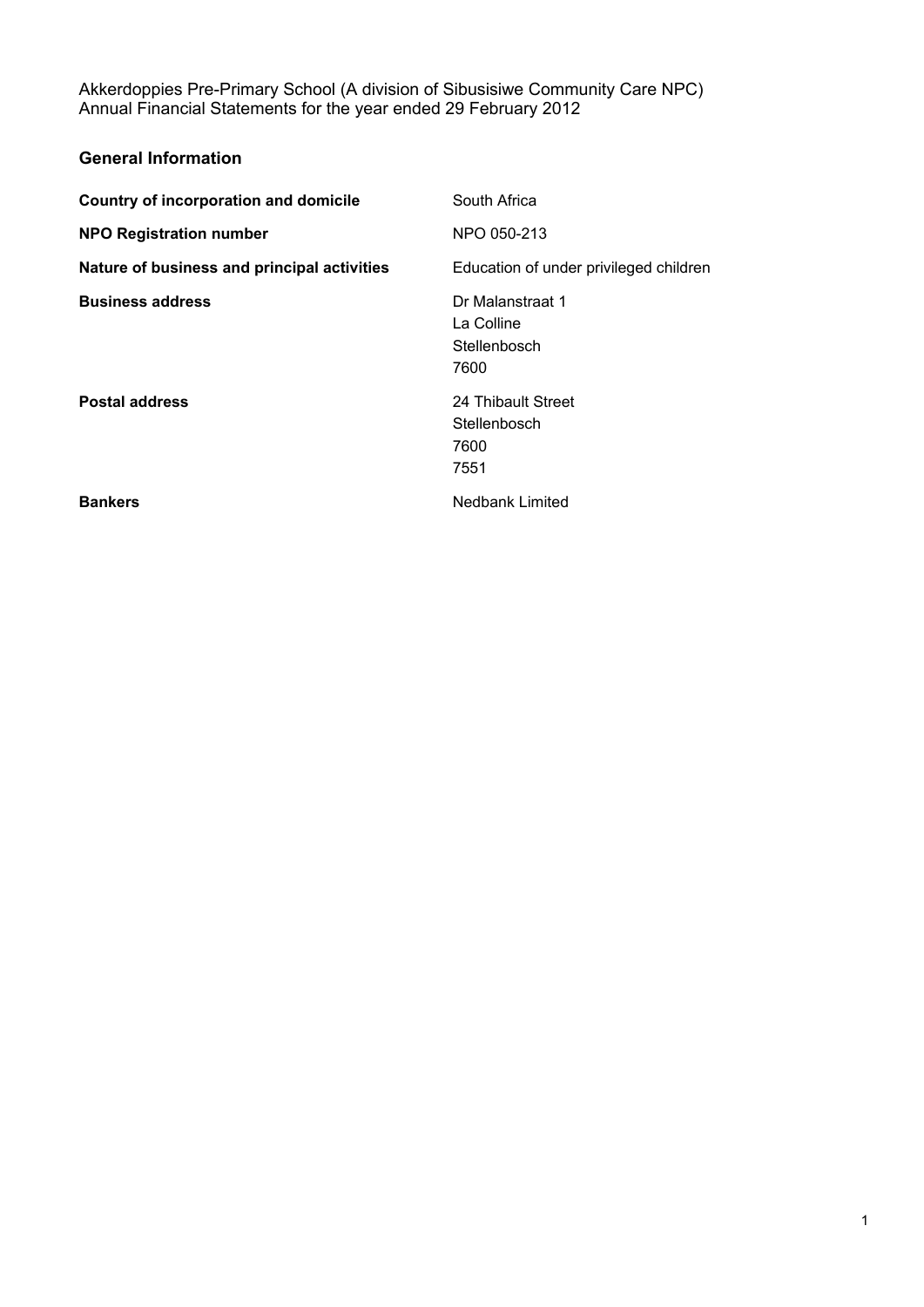Akkerdoppies Pre-Primary School (A division of Sibusisiwe Community Care NPC)
Annual Financial Statements for the year ended 29 February 2012

## General Information

| | |
|---|---|
| **Country of incorporation and domicile** | South Africa |
| **NPO Registration number** | NPO 050-213 |
| **Nature of business and principal activities** | Education of under privileged children |
| **Business address** | Dr Malanstraat 1<br>La Colline<br>Stellenbosch<br>7600 |
| **Postal address** | 24 Thibault Street<br>Stellenbosch<br>7600<br>7551 |
| **Bankers** | Nedbank Limited |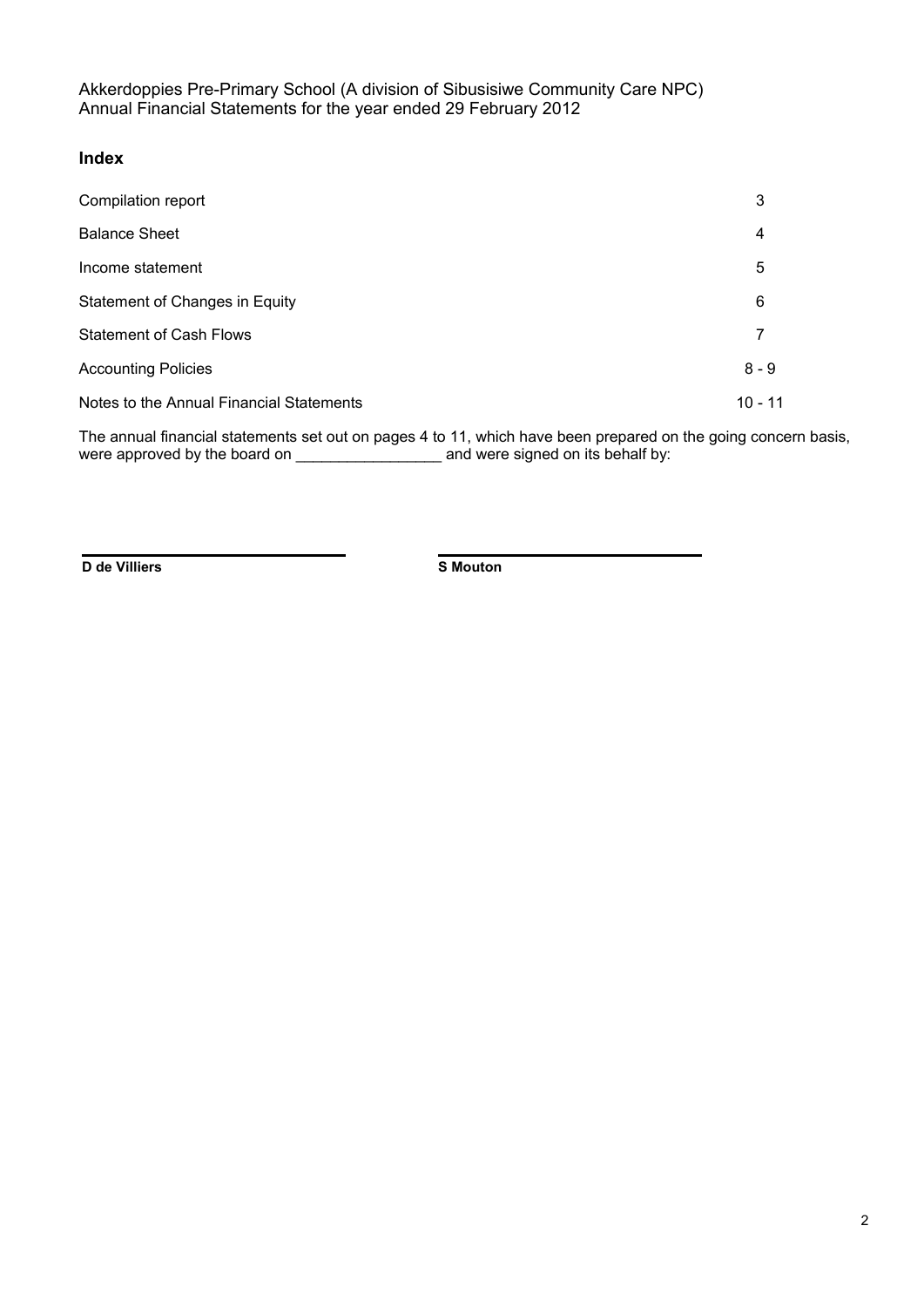Akkerdoppies Pre-Primary School (A division of Sibusisiwe Community Care NPC)
Annual Financial Statements for the year ended 29 February 2012

## Index

| | |
|---|---|
| Compilation report | 3 |
| Balance Sheet | 4 |
| Income statement | 5 |
| Statement of Changes in Equity | 6 |
| Statement of Cash Flows | 7 |
| Accounting Policies | 8 - 9 |
| Notes to the Annual Financial Statements | 10 - 11 |

The annual financial statements set out on pages 4 to 11, which have been prepared on the going concern basis, were approved by the board on ________________ and were signed on its behalf by:

**D de Villiers** **S Mouton**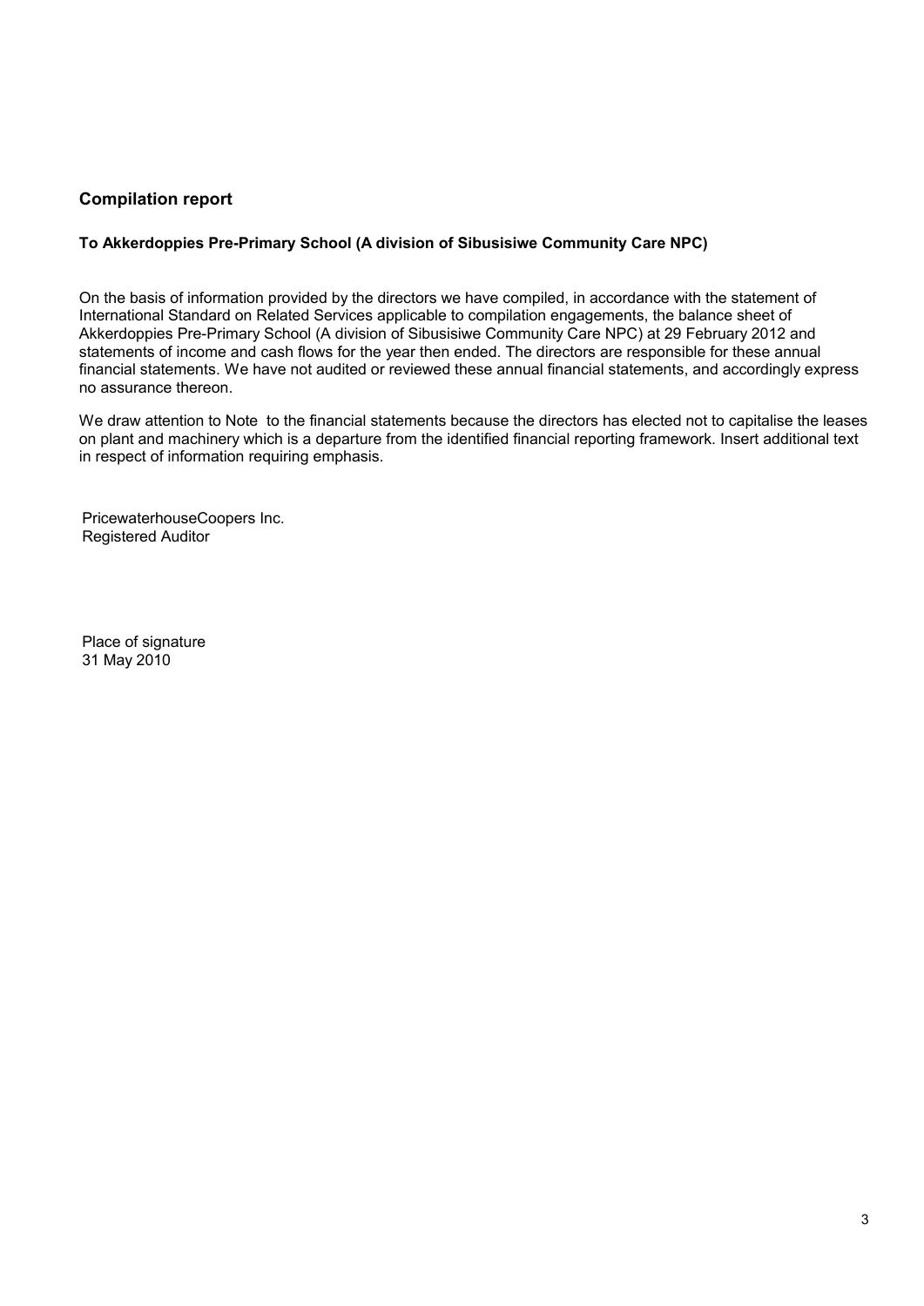## Compilation report

**To Akkerdoppies Pre-Primary School (A division of Sibusisiwe Community Care NPC)**

On the basis of information provided by the directors we have compiled, in accordance with the statement of International Standard on Related Services applicable to compilation engagements, the balance sheet of Akkerdoppies Pre-Primary School (A division of Sibusisiwe Community Care NPC) at 29 February 2012 and statements of income and cash flows for the year then ended. The directors are responsible for these annual financial statements. We have not audited or reviewed these annual financial statements, and accordingly express no assurance thereon.

We draw attention to Note  to the financial statements because the directors has elected not to capitalise the leases on plant and machinery which is a departure from the identified financial reporting framework. Insert additional text in respect of information requiring emphasis.

PricewaterhouseCoopers Inc.
Registered Auditor

Place of signature
31 May 2010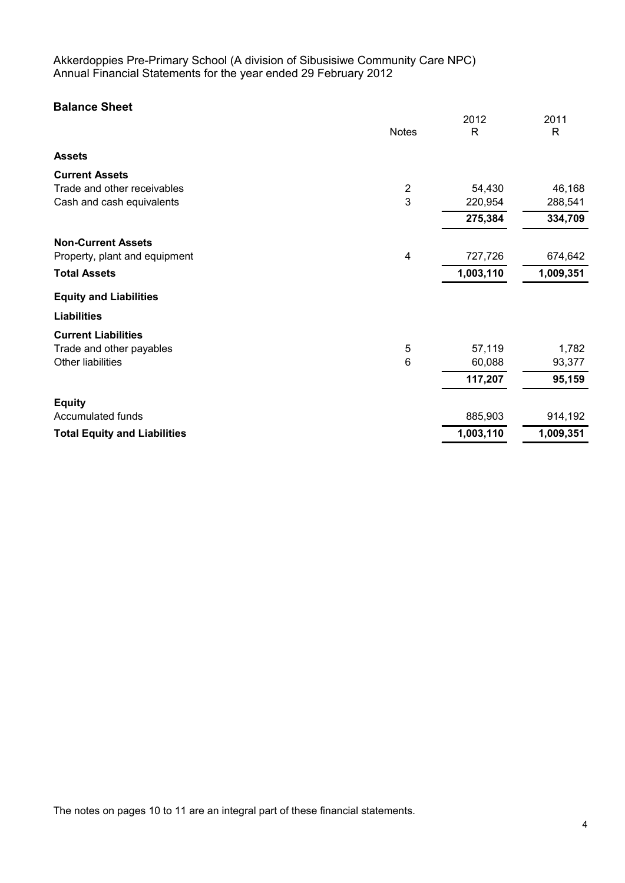Akkerdoppies Pre-Primary School (A division of Sibusisiwe Community Care NPC)
Annual Financial Statements for the year ended 29 February 2012

## Balance Sheet

| | Notes | 2012<br>R | 2011<br>R |
|---|---|---|---|
| **Assets** | | | |
| **Current Assets** | | | |
| Trade and other receivables | 2 | 54,430 | 46,168 |
| Cash and cash equivalents | 3 | 220,954 | 288,541 |
| | | **275,384** | **334,709** |
| **Non-Current Assets** | | | |
| Property, plant and equipment | 4 | 727,726 | 674,642 |
| **Total Assets** | | **1,003,110** | **1,009,351** |
| **Equity and Liabilities** | | | |
| **Liabilities** | | | |
| **Current Liabilities** | | | |
| Trade and other payables | 5 | 57,119 | 1,782 |
| Other liabilities | 6 | 60,088 | 93,377 |
| | | **117,207** | **95,159** |
| **Equity** | | | |
| Accumulated funds | | 885,903 | 914,192 |
| **Total Equity and Liabilities** | | **1,003,110** | **1,009,351** |

The notes on pages 10 to 11 are an integral part of these financial statements.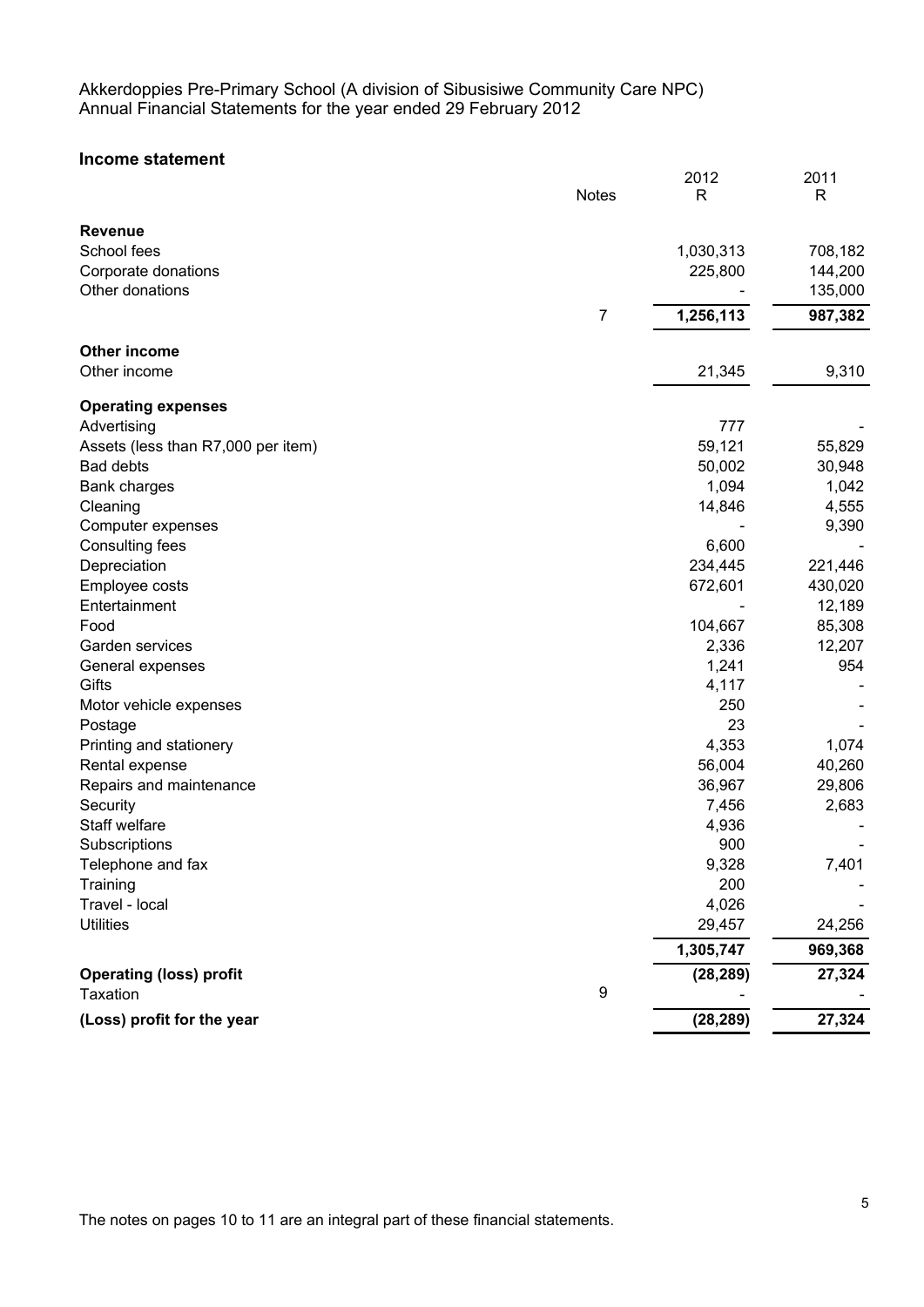Akkerdoppies Pre-Primary School (A division of Sibusisiwe Community Care NPC)
Annual Financial Statements for the year ended 29 February 2012

## Income statement

| | Notes | 2012 R | 2011 R |
|---|---|---|---|
| **Revenue** | | | |
| School fees | | 1,030,313 | 708,182 |
| Corporate donations | | 225,800 | 144,200 |
| Other donations | | - | 135,000 |
| | 7 | **1,256,113** | **987,382** |
| **Other income** | | | |
| Other income | | 21,345 | 9,310 |
| **Operating expenses** | | | |
| Advertising | | 777 | - |
| Assets (less than R7,000 per item) | | 59,121 | 55,829 |
| Bad debts | | 50,002 | 30,948 |
| Bank charges | | 1,094 | 1,042 |
| Cleaning | | 14,846 | 4,555 |
| Computer expenses | | - | 9,390 |
| Consulting fees | | 6,600 | - |
| Depreciation | | 234,445 | 221,446 |
| Employee costs | | 672,601 | 430,020 |
| Entertainment | | - | 12,189 |
| Food | | 104,667 | 85,308 |
| Garden services | | 2,336 | 12,207 |
| General expenses | | 1,241 | 954 |
| Gifts | | 4,117 | - |
| Motor vehicle expenses | | 250 | - |
| Postage | | 23 | - |
| Printing and stationery | | 4,353 | 1,074 |
| Rental expense | | 56,004 | 40,260 |
| Repairs and maintenance | | 36,967 | 29,806 |
| Security | | 7,456 | 2,683 |
| Staff welfare | | 4,936 | - |
| Subscriptions | | 900 | - |
| Telephone and fax | | 9,328 | 7,401 |
| Training | | 200 | - |
| Travel - local | | 4,026 | - |
| Utilities | | 29,457 | 24,256 |
| | | **1,305,747** | **969,368** |
| **Operating (loss) profit** | | **(28,289)** | **27,324** |
| Taxation | 9 | - | - |
| **(Loss) profit for the year** | | **(28,289)** | **27,324** |

The notes on pages 10 to 11 are an integral part of these financial statements.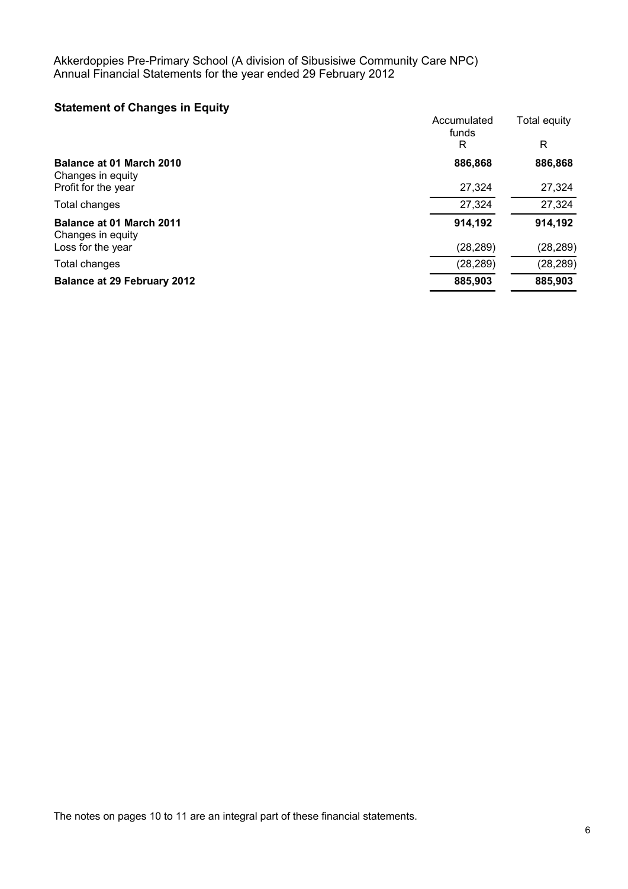Akkerdoppies Pre-Primary School (A division of Sibusisiwe Community Care NPC)
Annual Financial Statements for the year ended 29 February 2012

## Statement of Changes in Equity

| | Accumulated funds | Total equity |
|---|---|---|
| | R | R |
| **Balance at 01 March 2010** | **886,868** | **886,868** |
| Changes in equity | | |
| Profit for the year | 27,324 | 27,324 |
| Total changes | 27,324 | 27,324 |
| **Balance at 01 March 2011** | **914,192** | **914,192** |
| Changes in equity | | |
| Loss for the year | (28,289) | (28,289) |
| Total changes | (28,289) | (28,289) |
| **Balance at 29 February 2012** | **885,903** | **885,903** |

The notes on pages 10 to 11 are an integral part of these financial statements.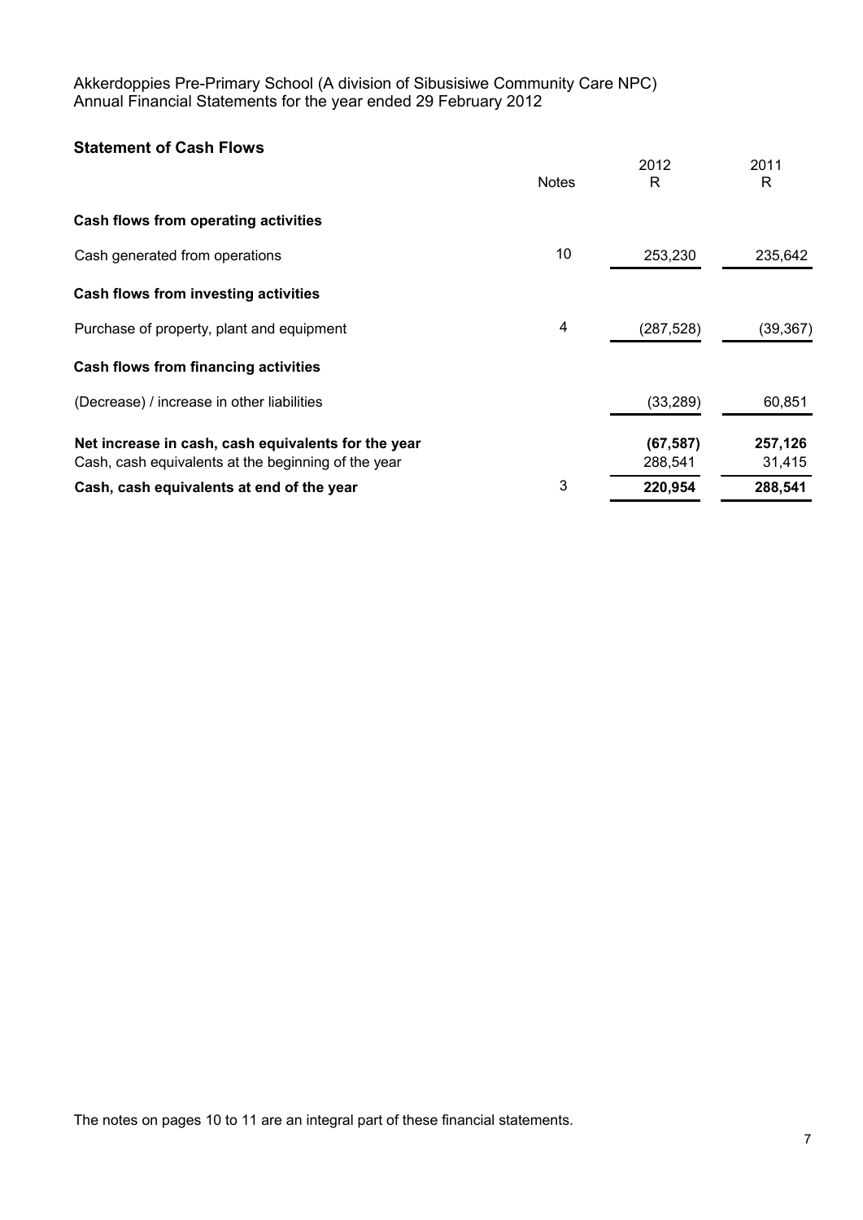Akkerdoppies Pre-Primary School (A division of Sibusisiwe Community Care NPC)
Annual Financial Statements for the year ended 29 February 2012

## Statement of Cash Flows

| | Notes | 2012<br>R | 2011<br>R |
|---|---|---|---|
| **Cash flows from operating activities** | | | |
| Cash generated from operations | 10 | 253,230 | 235,642 |
| **Cash flows from investing activities** | | | |
| Purchase of property, plant and equipment | 4 | (287,528) | (39,367) |
| **Cash flows from financing activities** | | | |
| (Decrease) / increase in other liabilities | | (33,289) | 60,851 |
| **Net increase in cash, cash equivalents for the year** | | **(67,587)** | **257,126** |
| Cash, cash equivalents at the beginning of the year | | 288,541 | 31,415 |
| **Cash, cash equivalents at end of the year** | 3 | **220,954** | **288,541** |

The notes on pages 10 to 11 are an integral part of these financial statements.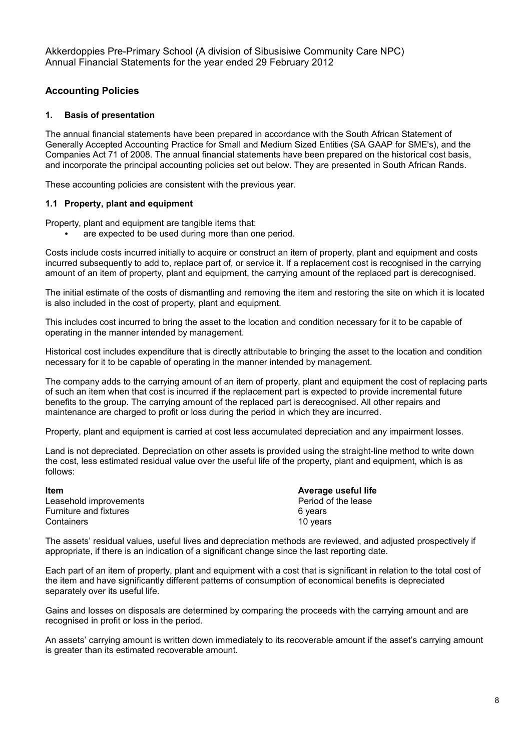Akkerdoppies Pre-Primary School (A division of Sibusisiwe Community Care NPC)
Annual Financial Statements for the year ended 29 February 2012

## Accounting Policies

### 1. Basis of presentation

The annual financial statements have been prepared in accordance with the South African Statement of Generally Accepted Accounting Practice for Small and Medium Sized Entities (SA GAAP for SME's), and the Companies Act 71 of 2008. The annual financial statements have been prepared on the historical cost basis, and incorporate the principal accounting policies set out below. They are presented in South African Rands.

These accounting policies are consistent with the previous year.

### 1.1 Property, plant and equipment

Property, plant and equipment are tangible items that:

- are expected to be used during more than one period.

Costs include costs incurred initially to acquire or construct an item of property, plant and equipment and costs incurred subsequently to add to, replace part of, or service it. If a replacement cost is recognised in the carrying amount of an item of property, plant and equipment, the carrying amount of the replaced part is derecognised.

The initial estimate of the costs of dismantling and removing the item and restoring the site on which it is located is also included in the cost of property, plant and equipment.

This includes cost incurred to bring the asset to the location and condition necessary for it to be capable of operating in the manner intended by management.

Historical cost includes expenditure that is directly attributable to bringing the asset to the location and condition necessary for it to be capable of operating in the manner intended by management.

The company adds to the carrying amount of an item of property, plant and equipment the cost of replacing parts of such an item when that cost is incurred if the replacement part is expected to provide incremental future benefits to the group. The carrying amount of the replaced part is derecognised. All other repairs and maintenance are charged to profit or loss during the period in which they are incurred.

Property, plant and equipment is carried at cost less accumulated depreciation and any impairment losses.

Land is not depreciated. Depreciation on other assets is provided using the straight-line method to write down the cost, less estimated residual value over the useful life of the property, plant and equipment, which is as follows:

| Item | Average useful life |
|---|---|
| Leasehold improvements | Period of the lease |
| Furniture and fixtures | 6 years |
| Containers | 10 years |

The assets' residual values, useful lives and depreciation methods are reviewed, and adjusted prospectively if appropriate, if there is an indication of a significant change since the last reporting date.

Each part of an item of property, plant and equipment with a cost that is significant in relation to the total cost of the item and have significantly different patterns of consumption of economical benefits is depreciated separately over its useful life.

Gains and losses on disposals are determined by comparing the proceeds with the carrying amount and are recognised in profit or loss in the period.

An assets' carrying amount is written down immediately to its recoverable amount if the asset's carrying amount is greater than its estimated recoverable amount.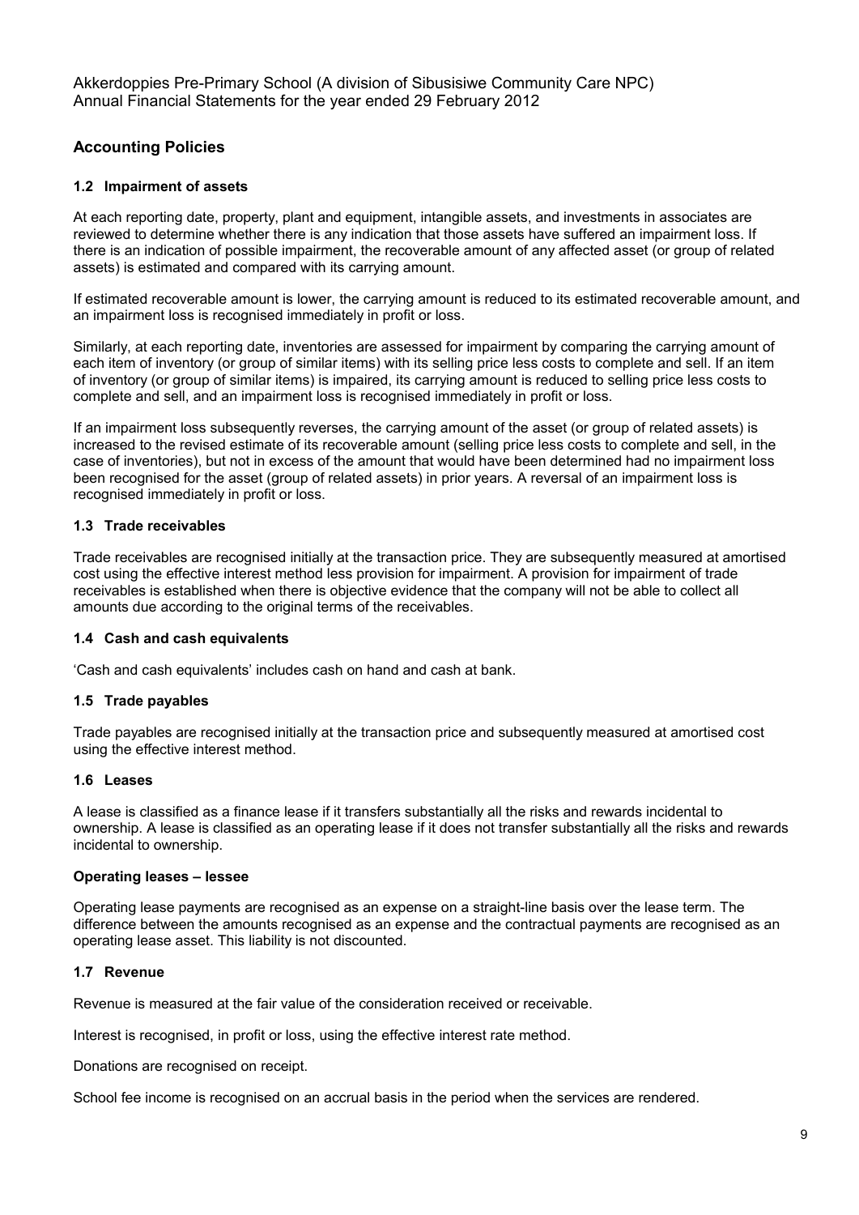Akkerdoppies Pre-Primary School (A division of Sibusisiwe Community Care NPC)
Annual Financial Statements for the year ended 29 February 2012

## Accounting Policies

### 1.2 Impairment of assets

At each reporting date, property, plant and equipment, intangible assets, and investments in associates are reviewed to determine whether there is any indication that those assets have suffered an impairment loss. If there is an indication of possible impairment, the recoverable amount of any affected asset (or group of related assets) is estimated and compared with its carrying amount.

If estimated recoverable amount is lower, the carrying amount is reduced to its estimated recoverable amount, and an impairment loss is recognised immediately in profit or loss.

Similarly, at each reporting date, inventories are assessed for impairment by comparing the carrying amount of each item of inventory (or group of similar items) with its selling price less costs to complete and sell. If an item of inventory (or group of similar items) is impaired, its carrying amount is reduced to selling price less costs to complete and sell, and an impairment loss is recognised immediately in profit or loss.

If an impairment loss subsequently reverses, the carrying amount of the asset (or group of related assets) is increased to the revised estimate of its recoverable amount (selling price less costs to complete and sell, in the case of inventories), but not in excess of the amount that would have been determined had no impairment loss been recognised for the asset (group of related assets) in prior years. A reversal of an impairment loss is recognised immediately in profit or loss.

### 1.3 Trade receivables

Trade receivables are recognised initially at the transaction price. They are subsequently measured at amortised cost using the effective interest method less provision for impairment. A provision for impairment of trade receivables is established when there is objective evidence that the company will not be able to collect all amounts due according to the original terms of the receivables.

### 1.4 Cash and cash equivalents

'Cash and cash equivalents' includes cash on hand and cash at bank.

### 1.5 Trade payables

Trade payables are recognised initially at the transaction price and subsequently measured at amortised cost using the effective interest method.

### 1.6 Leases

A lease is classified as a finance lease if it transfers substantially all the risks and rewards incidental to ownership. A lease is classified as an operating lease if it does not transfer substantially all the risks and rewards incidental to ownership.

**Operating leases – lessee**

Operating lease payments are recognised as an expense on a straight-line basis over the lease term. The difference between the amounts recognised as an expense and the contractual payments are recognised as an operating lease asset. This liability is not discounted.

### 1.7 Revenue

Revenue is measured at the fair value of the consideration received or receivable.

Interest is recognised, in profit or loss, using the effective interest rate method.

Donations are recognised on receipt.

School fee income is recognised on an accrual basis in the period when the services are rendered.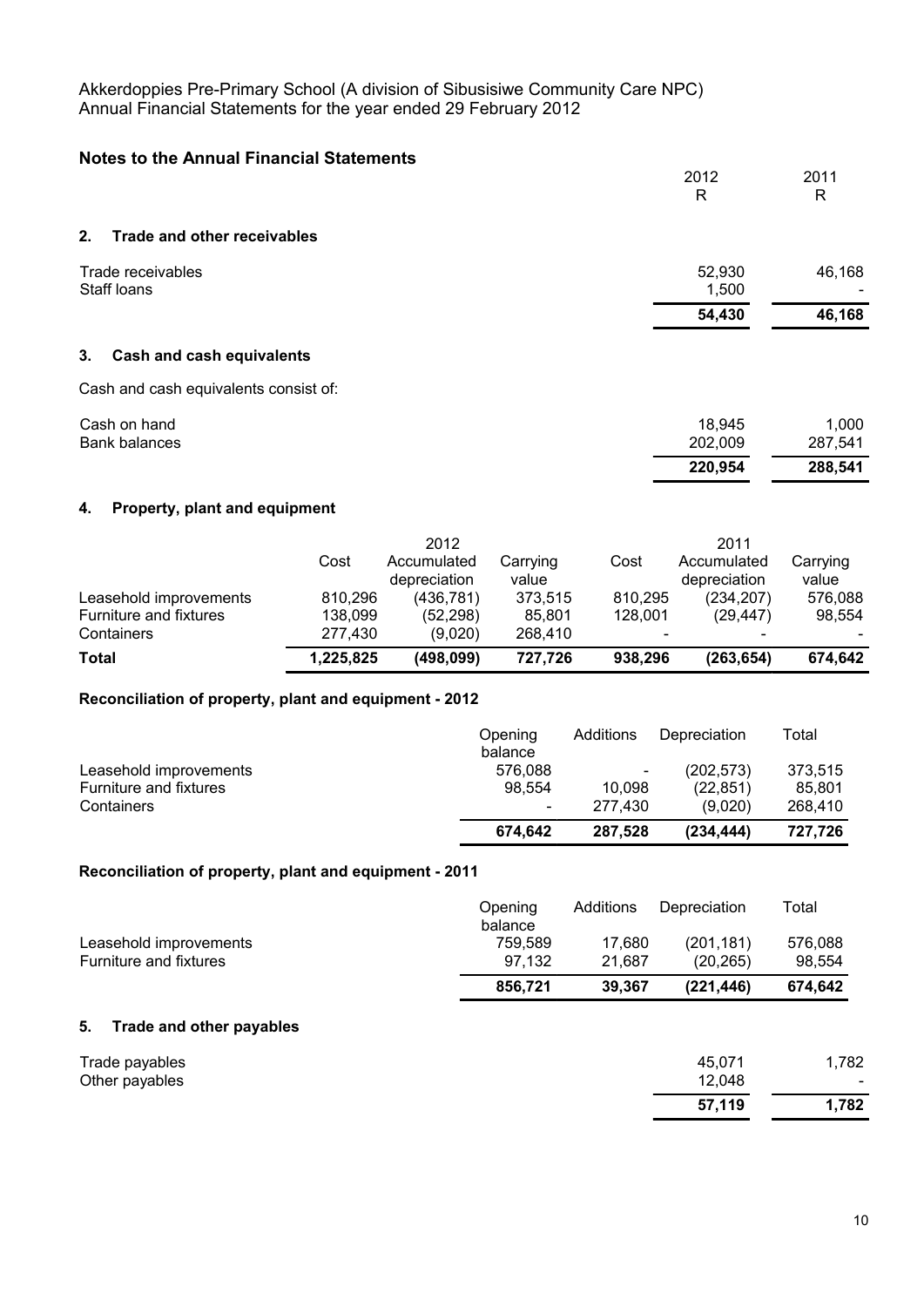Akkerdoppies Pre-Primary School (A division of Sibusisiwe Community Care NPC)
Annual Financial Statements for the year ended 29 February 2012

## Notes to the Annual Financial Statements

| | 2012 R | 2011 R |
|---|---|---|

### 2. Trade and other receivables

| | 2012 R | 2011 R |
|---|---|---|
| Trade receivables | 52,930 | 46,168 |
| Staff loans | 1,500 | - |
| | **54,430** | **46,168** |

### 3. Cash and cash equivalents

Cash and cash equivalents consist of:

| | 2012 R | 2011 R |
|---|---|---|
| Cash on hand | 18,945 | 1,000 |
| Bank balances | 202,009 | 287,541 |
| | **220,954** | **288,541** |

### 4. Property, plant and equipment

| | 2012 | | | 2011 | | |
|---|---|---|---|---|---|---|
| | Cost | Accumulated depreciation | Carrying value | Cost | Accumulated depreciation | Carrying value |
| Leasehold improvements | 810,296 | (436,781) | 373,515 | 810,295 | (234,207) | 576,088 |
| Furniture and fixtures | 138,099 | (52,298) | 85,801 | 128,001 | (29,447) | 98,554 |
| Containers | 277,430 | (9,020) | 268,410 | - | - | - |
| **Total** | **1,225,825** | **(498,099)** | **727,726** | **938,296** | **(263,654)** | **674,642** |

**Reconciliation of property, plant and equipment - 2012**

| | Opening balance | Additions | Depreciation | Total |
|---|---|---|---|---|
| Leasehold improvements | 576,088 | - | (202,573) | 373,515 |
| Furniture and fixtures | 98,554 | 10,098 | (22,851) | 85,801 |
| Containers | - | 277,430 | (9,020) | 268,410 |
| | **674,642** | **287,528** | **(234,444)** | **727,726** |

**Reconciliation of property, plant and equipment - 2011**

| | Opening balance | Additions | Depreciation | Total |
|---|---|---|---|---|
| Leasehold improvements | 759,589 | 17,680 | (201,181) | 576,088 |
| Furniture and fixtures | 97,132 | 21,687 | (20,265) | 98,554 |
| | **856,721** | **39,367** | **(221,446)** | **674,642** |

### 5. Trade and other payables

| | 2012 R | 2011 R |
|---|---|---|
| Trade payables | 45,071 | 1,782 |
| Other payables | 12,048 | - |
| | **57,119** | **1,782** |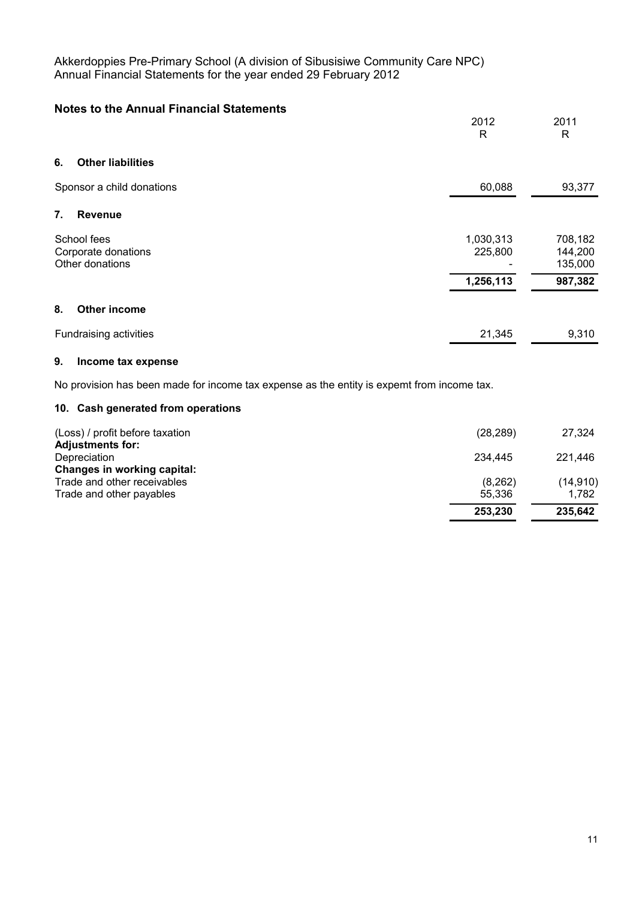Akkerdoppies Pre-Primary School (A division of Sibusisiwe Community Care NPC)
Annual Financial Statements for the year ended 29 February 2012

## Notes to the Annual Financial Statements

| | 2012<br>R | 2011<br>R |
|---|---|---|
| **6. Other liabilities** | | |
| Sponsor a child donations | 60,088 | 93,377 |
| **7. Revenue** | | |
| School fees | 1,030,313 | 708,182 |
| Corporate donations | 225,800 | 144,200 |
| Other donations | - | 135,000 |
| | **1,256,113** | **987,382** |
| **8. Other income** | | |
| Fundraising activities | 21,345 | 9,310 |

### 9. Income tax expense

No provision has been made for income tax expense as the entity is expemt from income tax.

### 10. Cash generated from operations

| | 2012<br>R | 2011<br>R |
|---|---|---|
| (Loss) / profit before taxation | (28,289) | 27,324 |
| **Adjustments for:** | | |
| Depreciation | 234,445 | 221,446 |
| **Changes in working capital:** | | |
| Trade and other receivables | (8,262) | (14,910) |
| Trade and other payables | 55,336 | 1,782 |
| | **253,230** | **235,642** |